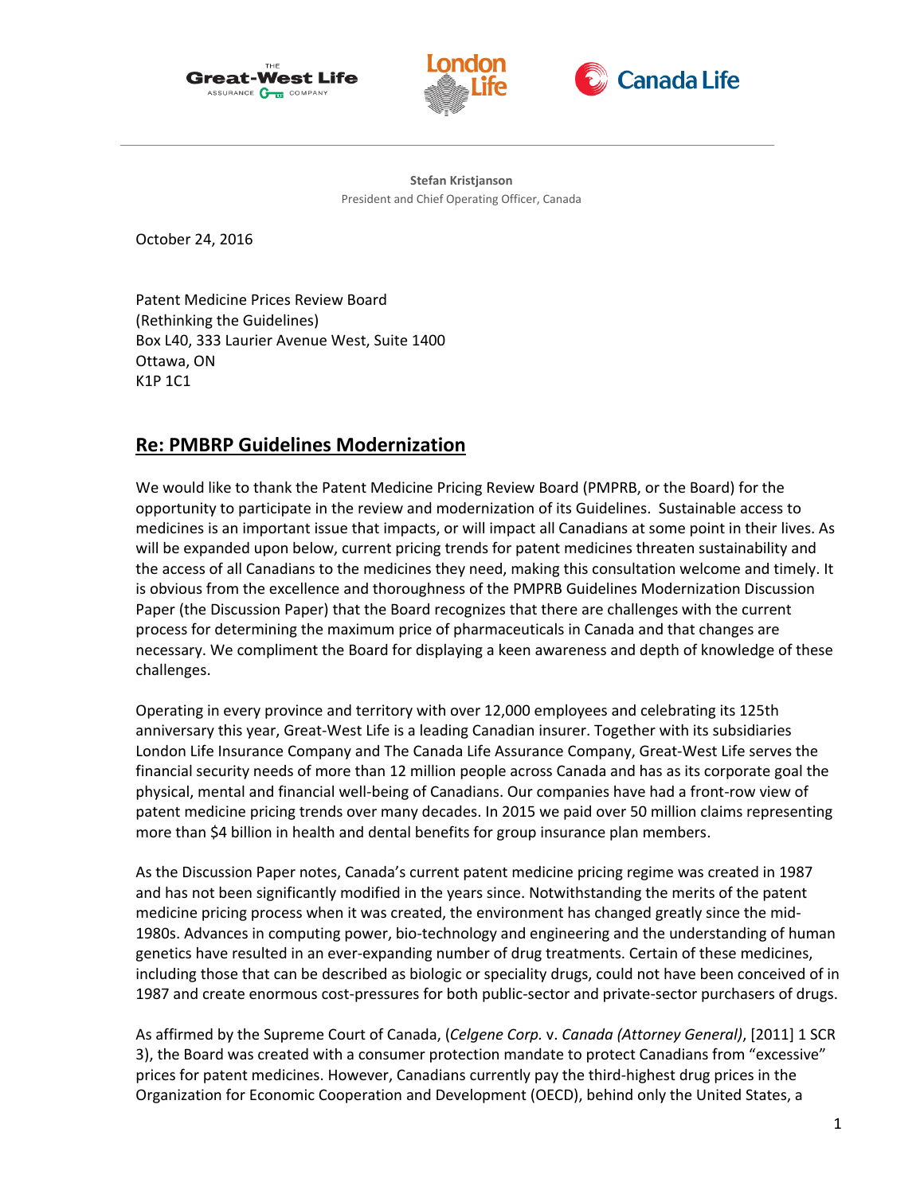The Great-West Life Assurance Company | London Life | Canada Life

**Stefan Kristjanson**
President and Chief Operating Officer, Canada

October 24, 2016

Patent Medicine Prices Review Board
(Rethinking the Guidelines)
Box L40, 333 Laurier Avenue West, Suite 1400
Ottawa, ON
K1P 1C1

## Re: PMBRP Guidelines Modernization

We would like to thank the Patent Medicine Pricing Review Board (PMPRB, or the Board) for the opportunity to participate in the review and modernization of its Guidelines. Sustainable access to medicines is an important issue that impacts, or will impact all Canadians at some point in their lives. As will be expanded upon below, current pricing trends for patent medicines threaten sustainability and the access of all Canadians to the medicines they need, making this consultation welcome and timely. It is obvious from the excellence and thoroughness of the PMPRB Guidelines Modernization Discussion Paper (the Discussion Paper) that the Board recognizes that there are challenges with the current process for determining the maximum price of pharmaceuticals in Canada and that changes are necessary. We compliment the Board for displaying a keen awareness and depth of knowledge of these challenges.

Operating in every province and territory with over 12,000 employees and celebrating its 125th anniversary this year, Great-West Life is a leading Canadian insurer. Together with its subsidiaries London Life Insurance Company and The Canada Life Assurance Company, Great-West Life serves the financial security needs of more than 12 million people across Canada and has as its corporate goal the physical, mental and financial well-being of Canadians. Our companies have had a front-row view of patent medicine pricing trends over many decades. In 2015 we paid over 50 million claims representing more than $4 billion in health and dental benefits for group insurance plan members.

As the Discussion Paper notes, Canada's current patent medicine pricing regime was created in 1987 and has not been significantly modified in the years since. Notwithstanding the merits of the patent medicine pricing process when it was created, the environment has changed greatly since the mid-1980s. Advances in computing power, bio-technology and engineering and the understanding of human genetics have resulted in an ever-expanding number of drug treatments. Certain of these medicines, including those that can be described as biologic or speciality drugs, could not have been conceived of in 1987 and create enormous cost-pressures for both public-sector and private-sector purchasers of drugs.

As affirmed by the Supreme Court of Canada, (*Celgene Corp.* v. *Canada (Attorney General)*, [2011] 1 SCR 3), the Board was created with a consumer protection mandate to protect Canadians from "excessive" prices for patent medicines. However, Canadians currently pay the third-highest drug prices in the Organization for Economic Cooperation and Development (OECD), behind only the United States, a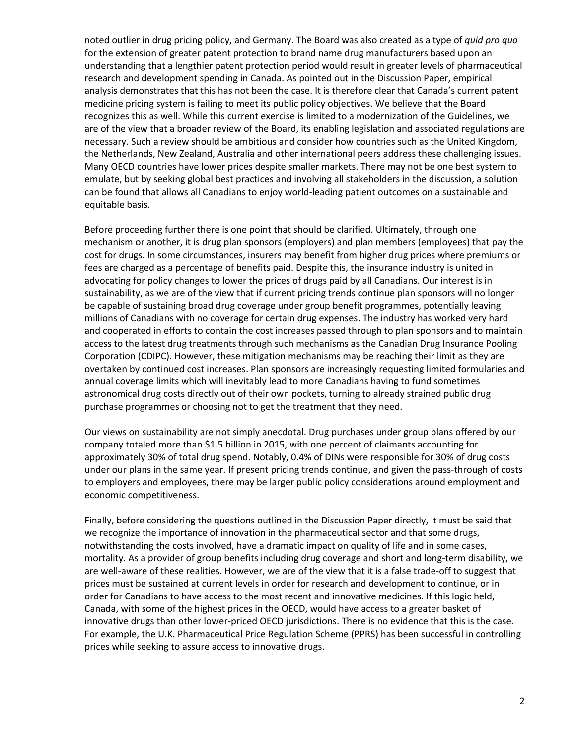noted outlier in drug pricing policy, and Germany. The Board was also created as a type of *quid pro quo* for the extension of greater patent protection to brand name drug manufacturers based upon an understanding that a lengthier patent protection period would result in greater levels of pharmaceutical research and development spending in Canada. As pointed out in the Discussion Paper, empirical analysis demonstrates that this has not been the case. It is therefore clear that Canada's current patent medicine pricing system is failing to meet its public policy objectives. We believe that the Board recognizes this as well. While this current exercise is limited to a modernization of the Guidelines, we are of the view that a broader review of the Board, its enabling legislation and associated regulations are necessary. Such a review should be ambitious and consider how countries such as the United Kingdom, the Netherlands, New Zealand, Australia and other international peers address these challenging issues. Many OECD countries have lower prices despite smaller markets. There may not be one best system to emulate, but by seeking global best practices and involving all stakeholders in the discussion, a solution can be found that allows all Canadians to enjoy world-leading patient outcomes on a sustainable and equitable basis.

Before proceeding further there is one point that should be clarified. Ultimately, through one mechanism or another, it is drug plan sponsors (employers) and plan members (employees) that pay the cost for drugs. In some circumstances, insurers may benefit from higher drug prices where premiums or fees are charged as a percentage of benefits paid. Despite this, the insurance industry is united in advocating for policy changes to lower the prices of drugs paid by all Canadians. Our interest is in sustainability, as we are of the view that if current pricing trends continue plan sponsors will no longer be capable of sustaining broad drug coverage under group benefit programmes, potentially leaving millions of Canadians with no coverage for certain drug expenses. The industry has worked very hard and cooperated in efforts to contain the cost increases passed through to plan sponsors and to maintain access to the latest drug treatments through such mechanisms as the Canadian Drug Insurance Pooling Corporation (CDIPC). However, these mitigation mechanisms may be reaching their limit as they are overtaken by continued cost increases. Plan sponsors are increasingly requesting limited formularies and annual coverage limits which will inevitably lead to more Canadians having to fund sometimes astronomical drug costs directly out of their own pockets, turning to already strained public drug purchase programmes or choosing not to get the treatment that they need.

Our views on sustainability are not simply anecdotal. Drug purchases under group plans offered by our company totaled more than $1.5 billion in 2015, with one percent of claimants accounting for approximately 30% of total drug spend. Notably, 0.4% of DINs were responsible for 30% of drug costs under our plans in the same year. If present pricing trends continue, and given the pass-through of costs to employers and employees, there may be larger public policy considerations around employment and economic competitiveness.

Finally, before considering the questions outlined in the Discussion Paper directly, it must be said that we recognize the importance of innovation in the pharmaceutical sector and that some drugs, notwithstanding the costs involved, have a dramatic impact on quality of life and in some cases, mortality. As a provider of group benefits including drug coverage and short and long-term disability, we are well-aware of these realities. However, we are of the view that it is a false trade-off to suggest that prices must be sustained at current levels in order for research and development to continue, or in order for Canadians to have access to the most recent and innovative medicines. If this logic held, Canada, with some of the highest prices in the OECD, would have access to a greater basket of innovative drugs than other lower-priced OECD jurisdictions. There is no evidence that this is the case. For example, the U.K. Pharmaceutical Price Regulation Scheme (PPRS) has been successful in controlling prices while seeking to assure access to innovative drugs.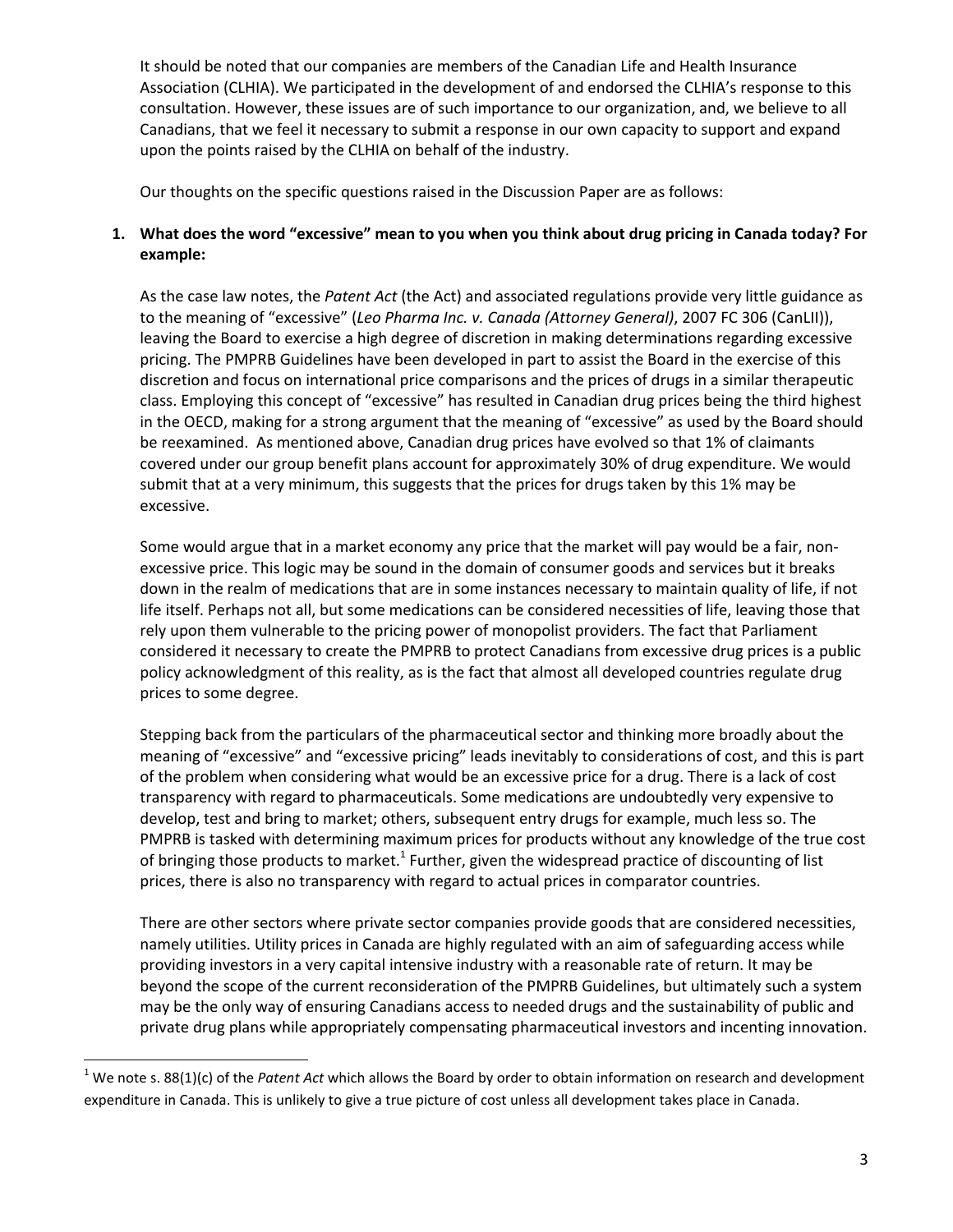It should be noted that our companies are members of the Canadian Life and Health Insurance Association (CLHIA). We participated in the development of and endorsed the CLHIA's response to this consultation. However, these issues are of such importance to our organization, and, we believe to all Canadians, that we feel it necessary to submit a response in our own capacity to support and expand upon the points raised by the CLHIA on behalf of the industry.

Our thoughts on the specific questions raised in the Discussion Paper are as follows:

1. **What does the word "excessive" mean to you when you think about drug pricing in Canada today? For example:**

   As the case law notes, the *Patent Act* (the Act) and associated regulations provide very little guidance as to the meaning of "excessive" (*Leo Pharma Inc. v. Canada (Attorney General)*, 2007 FC 306 (CanLII)), leaving the Board to exercise a high degree of discretion in making determinations regarding excessive pricing. The PMPRB Guidelines have been developed in part to assist the Board in the exercise of this discretion and focus on international price comparisons and the prices of drugs in a similar therapeutic class. Employing this concept of "excessive" has resulted in Canadian drug prices being the third highest in the OECD, making for a strong argument that the meaning of "excessive" as used by the Board should be reexamined. As mentioned above, Canadian drug prices have evolved so that 1% of claimants covered under our group benefit plans account for approximately 30% of drug expenditure. We would submit that at a very minimum, this suggests that the prices for drugs taken by this 1% may be excessive.

   Some would argue that in a market economy any price that the market will pay would be a fair, non-excessive price. This logic may be sound in the domain of consumer goods and services but it breaks down in the realm of medications that are in some instances necessary to maintain quality of life, if not life itself. Perhaps not all, but some medications can be considered necessities of life, leaving those that rely upon them vulnerable to the pricing power of monopolist providers. The fact that Parliament considered it necessary to create the PMPRB to protect Canadians from excessive drug prices is a public policy acknowledgment of this reality, as is the fact that almost all developed countries regulate drug prices to some degree.

   Stepping back from the particulars of the pharmaceutical sector and thinking more broadly about the meaning of "excessive" and "excessive pricing" leads inevitably to considerations of cost, and this is part of the problem when considering what would be an excessive price for a drug. There is a lack of cost transparency with regard to pharmaceuticals. Some medications are undoubtedly very expensive to develop, test and bring to market; others, subsequent entry drugs for example, much less so. The PMPRB is tasked with determining maximum prices for products without any knowledge of the true cost of bringing those products to market.[1] Further, given the widespread practice of discounting of list prices, there is also no transparency with regard to actual prices in comparator countries.

   There are other sectors where private sector companies provide goods that are considered necessities, namely utilities. Utility prices in Canada are highly regulated with an aim of safeguarding access while providing investors in a very capital intensive industry with a reasonable rate of return. It may be beyond the scope of the current reconsideration of the PMPRB Guidelines, but ultimately such a system may be the only way of ensuring Canadians access to needed drugs and the sustainability of public and private drug plans while appropriately compensating pharmaceutical investors and incenting innovation.

---

[1] We note s. 88(1)(c) of the *Patent Act* which allows the Board by order to obtain information on research and development expenditure in Canada. This is unlikely to give a true picture of cost unless all development takes place in Canada.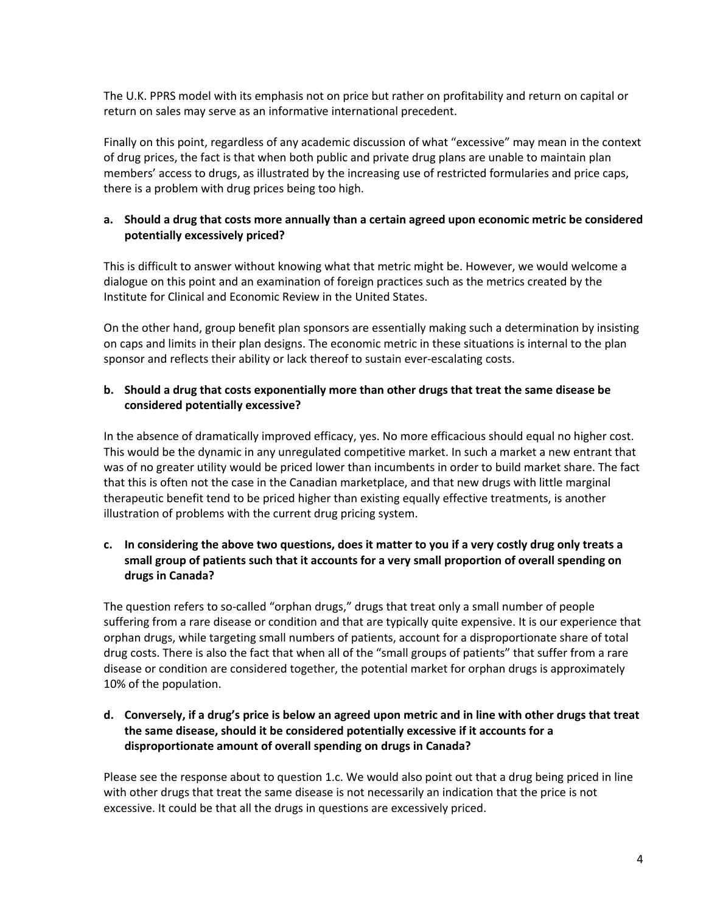The U.K. PPRS model with its emphasis not on price but rather on profitability and return on capital or return on sales may serve as an informative international precedent.

Finally on this point, regardless of any academic discussion of what "excessive" may mean in the context of drug prices, the fact is that when both public and private drug plans are unable to maintain plan members' access to drugs, as illustrated by the increasing use of restricted formularies and price caps, there is a problem with drug prices being too high.

**a. Should a drug that costs more annually than a certain agreed upon economic metric be considered potentially excessively priced?**

This is difficult to answer without knowing what that metric might be. However, we would welcome a dialogue on this point and an examination of foreign practices such as the metrics created by the Institute for Clinical and Economic Review in the United States.

On the other hand, group benefit plan sponsors are essentially making such a determination by insisting on caps and limits in their plan designs. The economic metric in these situations is internal to the plan sponsor and reflects their ability or lack thereof to sustain ever-escalating costs.

**b. Should a drug that costs exponentially more than other drugs that treat the same disease be considered potentially excessive?**

In the absence of dramatically improved efficacy, yes. No more efficacious should equal no higher cost. This would be the dynamic in any unregulated competitive market. In such a market a new entrant that was of no greater utility would be priced lower than incumbents in order to build market share. The fact that this is often not the case in the Canadian marketplace, and that new drugs with little marginal therapeutic benefit tend to be priced higher than existing equally effective treatments, is another illustration of problems with the current drug pricing system.

**c. In considering the above two questions, does it matter to you if a very costly drug only treats a small group of patients such that it accounts for a very small proportion of overall spending on drugs in Canada?**

The question refers to so-called "orphan drugs," drugs that treat only a small number of people suffering from a rare disease or condition and that are typically quite expensive. It is our experience that orphan drugs, while targeting small numbers of patients, account for a disproportionate share of total drug costs. There is also the fact that when all of the "small groups of patients" that suffer from a rare disease or condition are considered together, the potential market for orphan drugs is approximately 10% of the population.

**d. Conversely, if a drug's price is below an agreed upon metric and in line with other drugs that treat the same disease, should it be considered potentially excessive if it accounts for a disproportionate amount of overall spending on drugs in Canada?**

Please see the response about to question 1.c. We would also point out that a drug being priced in line with other drugs that treat the same disease is not necessarily an indication that the price is not excessive. It could be that all the drugs in questions are excessively priced.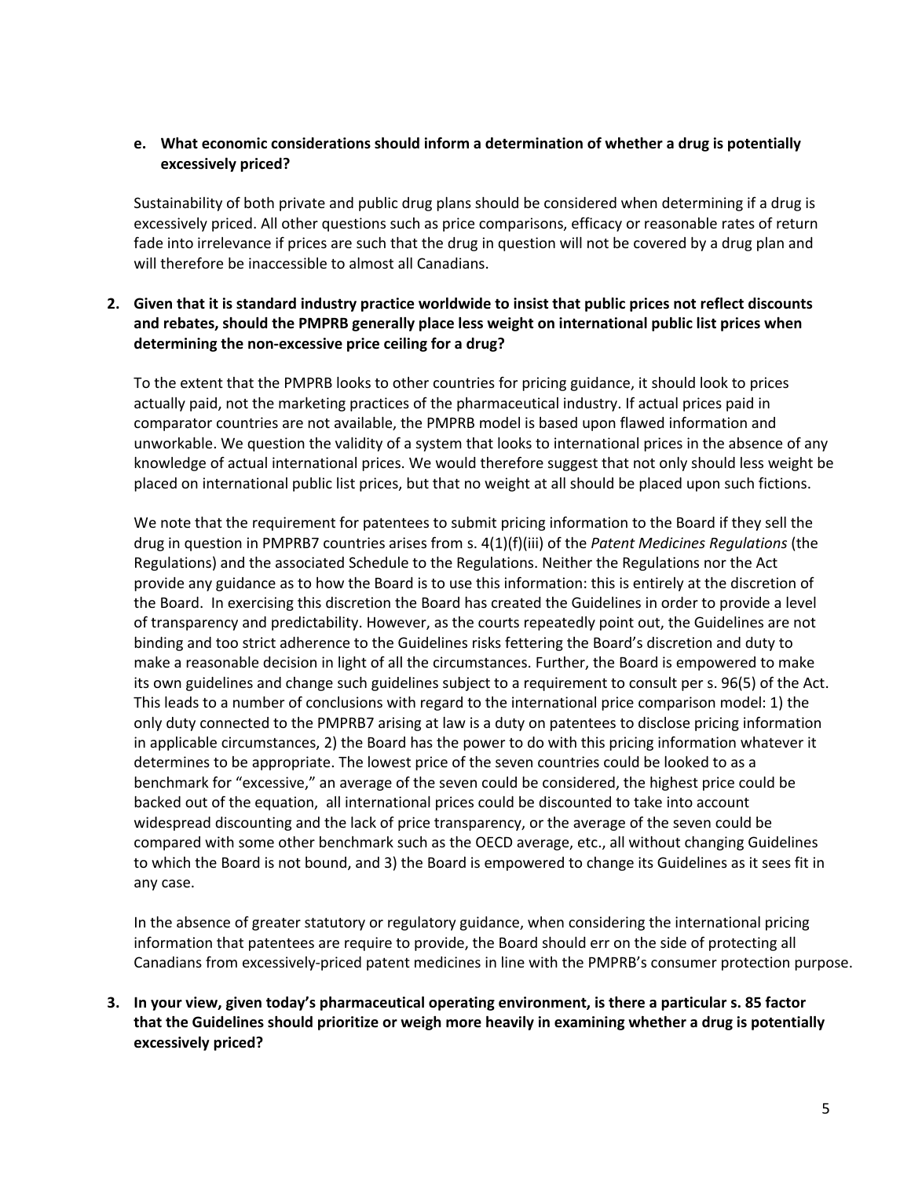**e. What economic considerations should inform a determination of whether a drug is potentially excessively priced?**

Sustainability of both private and public drug plans should be considered when determining if a drug is excessively priced. All other questions such as price comparisons, efficacy or reasonable rates of return fade into irrelevance if prices are such that the drug in question will not be covered by a drug plan and will therefore be inaccessible to almost all Canadians.

**2. Given that it is standard industry practice worldwide to insist that public prices not reflect discounts and rebates, should the PMPRB generally place less weight on international public list prices when determining the non-excessive price ceiling for a drug?**

To the extent that the PMPRB looks to other countries for pricing guidance, it should look to prices actually paid, not the marketing practices of the pharmaceutical industry. If actual prices paid in comparator countries are not available, the PMPRB model is based upon flawed information and unworkable. We question the validity of a system that looks to international prices in the absence of any knowledge of actual international prices. We would therefore suggest that not only should less weight be placed on international public list prices, but that no weight at all should be placed upon such fictions.

We note that the requirement for patentees to submit pricing information to the Board if they sell the drug in question in PMPRB7 countries arises from s. 4(1)(f)(iii) of the *Patent Medicines Regulations* (the Regulations) and the associated Schedule to the Regulations. Neither the Regulations nor the Act provide any guidance as to how the Board is to use this information: this is entirely at the discretion of the Board. In exercising this discretion the Board has created the Guidelines in order to provide a level of transparency and predictability. However, as the courts repeatedly point out, the Guidelines are not binding and too strict adherence to the Guidelines risks fettering the Board's discretion and duty to make a reasonable decision in light of all the circumstances. Further, the Board is empowered to make its own guidelines and change such guidelines subject to a requirement to consult per s. 96(5) of the Act. This leads to a number of conclusions with regard to the international price comparison model: 1) the only duty connected to the PMPRB7 arising at law is a duty on patentees to disclose pricing information in applicable circumstances, 2) the Board has the power to do with this pricing information whatever it determines to be appropriate. The lowest price of the seven countries could be looked to as a benchmark for "excessive," an average of the seven could be considered, the highest price could be backed out of the equation, all international prices could be discounted to take into account widespread discounting and the lack of price transparency, or the average of the seven could be compared with some other benchmark such as the OECD average, etc., all without changing Guidelines to which the Board is not bound, and 3) the Board is empowered to change its Guidelines as it sees fit in any case.

In the absence of greater statutory or regulatory guidance, when considering the international pricing information that patentees are require to provide, the Board should err on the side of protecting all Canadians from excessively-priced patent medicines in line with the PMPRB's consumer protection purpose.

**3. In your view, given today's pharmaceutical operating environment, is there a particular s. 85 factor that the Guidelines should prioritize or weigh more heavily in examining whether a drug is potentially excessively priced?**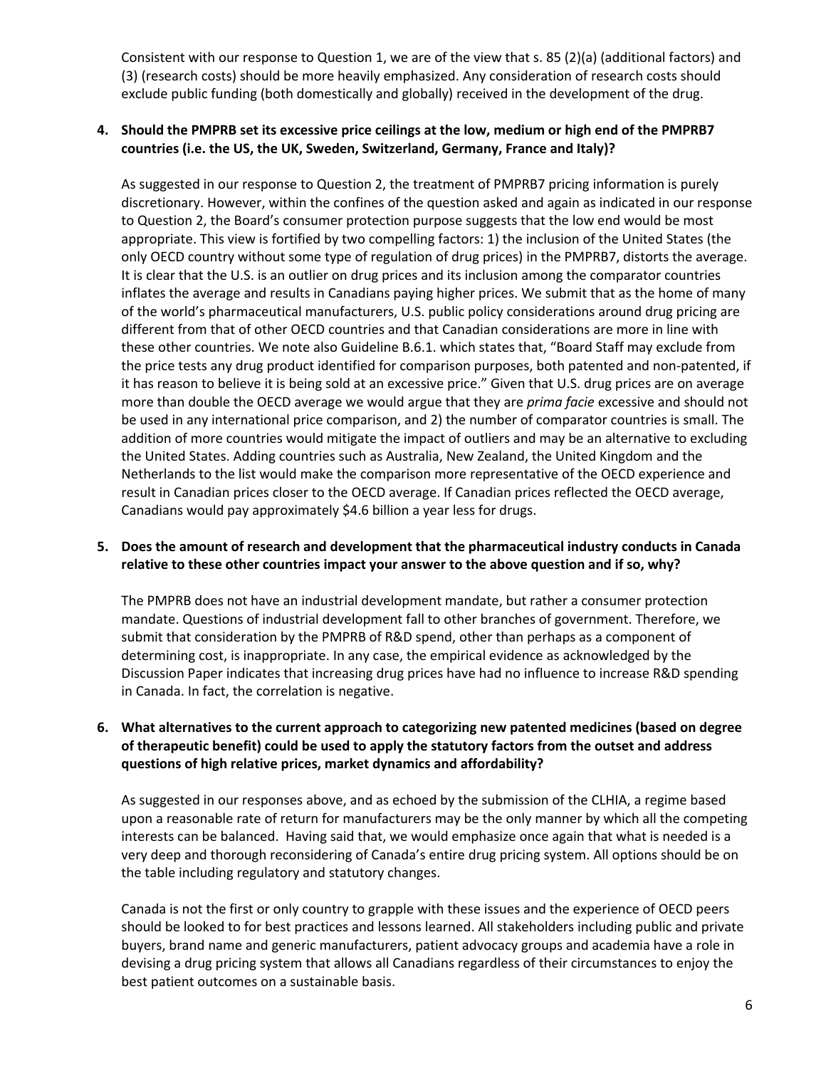Consistent with our response to Question 1, we are of the view that s. 85 (2)(a) (additional factors) and (3) (research costs) should be more heavily emphasized. Any consideration of research costs should exclude public funding (both domestically and globally) received in the development of the drug.

**4. Should the PMPRB set its excessive price ceilings at the low, medium or high end of the PMPRB7 countries (i.e. the US, the UK, Sweden, Switzerland, Germany, France and Italy)?**

As suggested in our response to Question 2, the treatment of PMPRB7 pricing information is purely discretionary. However, within the confines of the question asked and again as indicated in our response to Question 2, the Board's consumer protection purpose suggests that the low end would be most appropriate. This view is fortified by two compelling factors: 1) the inclusion of the United States (the only OECD country without some type of regulation of drug prices) in the PMPRB7, distorts the average. It is clear that the U.S. is an outlier on drug prices and its inclusion among the comparator countries inflates the average and results in Canadians paying higher prices. We submit that as the home of many of the world's pharmaceutical manufacturers, U.S. public policy considerations around drug pricing are different from that of other OECD countries and that Canadian considerations are more in line with these other countries. We note also Guideline B.6.1. which states that, "Board Staff may exclude from the price tests any drug product identified for comparison purposes, both patented and non-patented, if it has reason to believe it is being sold at an excessive price." Given that U.S. drug prices are on average more than double the OECD average we would argue that they are *prima facie* excessive and should not be used in any international price comparison, and 2) the number of comparator countries is small. The addition of more countries would mitigate the impact of outliers and may be an alternative to excluding the United States. Adding countries such as Australia, New Zealand, the United Kingdom and the Netherlands to the list would make the comparison more representative of the OECD experience and result in Canadian prices closer to the OECD average. If Canadian prices reflected the OECD average, Canadians would pay approximately $4.6 billion a year less for drugs.

**5. Does the amount of research and development that the pharmaceutical industry conducts in Canada relative to these other countries impact your answer to the above question and if so, why?**

The PMPRB does not have an industrial development mandate, but rather a consumer protection mandate. Questions of industrial development fall to other branches of government. Therefore, we submit that consideration by the PMPRB of R&D spend, other than perhaps as a component of determining cost, is inappropriate. In any case, the empirical evidence as acknowledged by the Discussion Paper indicates that increasing drug prices have had no influence to increase R&D spending in Canada. In fact, the correlation is negative.

**6. What alternatives to the current approach to categorizing new patented medicines (based on degree of therapeutic benefit) could be used to apply the statutory factors from the outset and address questions of high relative prices, market dynamics and affordability?**

As suggested in our responses above, and as echoed by the submission of the CLHIA, a regime based upon a reasonable rate of return for manufacturers may be the only manner by which all the competing interests can be balanced. Having said that, we would emphasize once again that what is needed is a very deep and thorough reconsidering of Canada's entire drug pricing system. All options should be on the table including regulatory and statutory changes.

Canada is not the first or only country to grapple with these issues and the experience of OECD peers should be looked to for best practices and lessons learned. All stakeholders including public and private buyers, brand name and generic manufacturers, patient advocacy groups and academia have a role in devising a drug pricing system that allows all Canadians regardless of their circumstances to enjoy the best patient outcomes on a sustainable basis.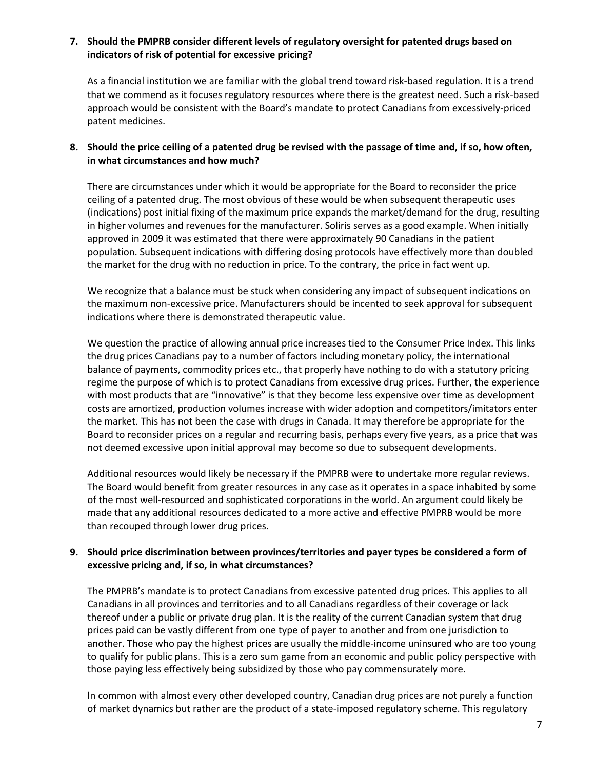**7. Should the PMPRB consider different levels of regulatory oversight for patented drugs based on indicators of risk of potential for excessive pricing?**

As a financial institution we are familiar with the global trend toward risk-based regulation. It is a trend that we commend as it focuses regulatory resources where there is the greatest need. Such a risk-based approach would be consistent with the Board's mandate to protect Canadians from excessively-priced patent medicines.

**8. Should the price ceiling of a patented drug be revised with the passage of time and, if so, how often, in what circumstances and how much?**

There are circumstances under which it would be appropriate for the Board to reconsider the price ceiling of a patented drug. The most obvious of these would be when subsequent therapeutic uses (indications) post initial fixing of the maximum price expands the market/demand for the drug, resulting in higher volumes and revenues for the manufacturer. Soliris serves as a good example. When initially approved in 2009 it was estimated that there were approximately 90 Canadians in the patient population. Subsequent indications with differing dosing protocols have effectively more than doubled the market for the drug with no reduction in price. To the contrary, the price in fact went up.

We recognize that a balance must be stuck when considering any impact of subsequent indications on the maximum non-excessive price. Manufacturers should be incented to seek approval for subsequent indications where there is demonstrated therapeutic value.

We question the practice of allowing annual price increases tied to the Consumer Price Index. This links the drug prices Canadians pay to a number of factors including monetary policy, the international balance of payments, commodity prices etc., that properly have nothing to do with a statutory pricing regime the purpose of which is to protect Canadians from excessive drug prices. Further, the experience with most products that are "innovative" is that they become less expensive over time as development costs are amortized, production volumes increase with wider adoption and competitors/imitators enter the market. This has not been the case with drugs in Canada. It may therefore be appropriate for the Board to reconsider prices on a regular and recurring basis, perhaps every five years, as a price that was not deemed excessive upon initial approval may become so due to subsequent developments.

Additional resources would likely be necessary if the PMPRB were to undertake more regular reviews. The Board would benefit from greater resources in any case as it operates in a space inhabited by some of the most well-resourced and sophisticated corporations in the world. An argument could likely be made that any additional resources dedicated to a more active and effective PMPRB would be more than recouped through lower drug prices.

**9. Should price discrimination between provinces/territories and payer types be considered a form of excessive pricing and, if so, in what circumstances?**

The PMPRB's mandate is to protect Canadians from excessive patented drug prices. This applies to all Canadians in all provinces and territories and to all Canadians regardless of their coverage or lack thereof under a public or private drug plan. It is the reality of the current Canadian system that drug prices paid can be vastly different from one type of payer to another and from one jurisdiction to another. Those who pay the highest prices are usually the middle-income uninsured who are too young to qualify for public plans. This is a zero sum game from an economic and public policy perspective with those paying less effectively being subsidized by those who pay commensurately more.

In common with almost every other developed country, Canadian drug prices are not purely a function of market dynamics but rather are the product of a state-imposed regulatory scheme. This regulatory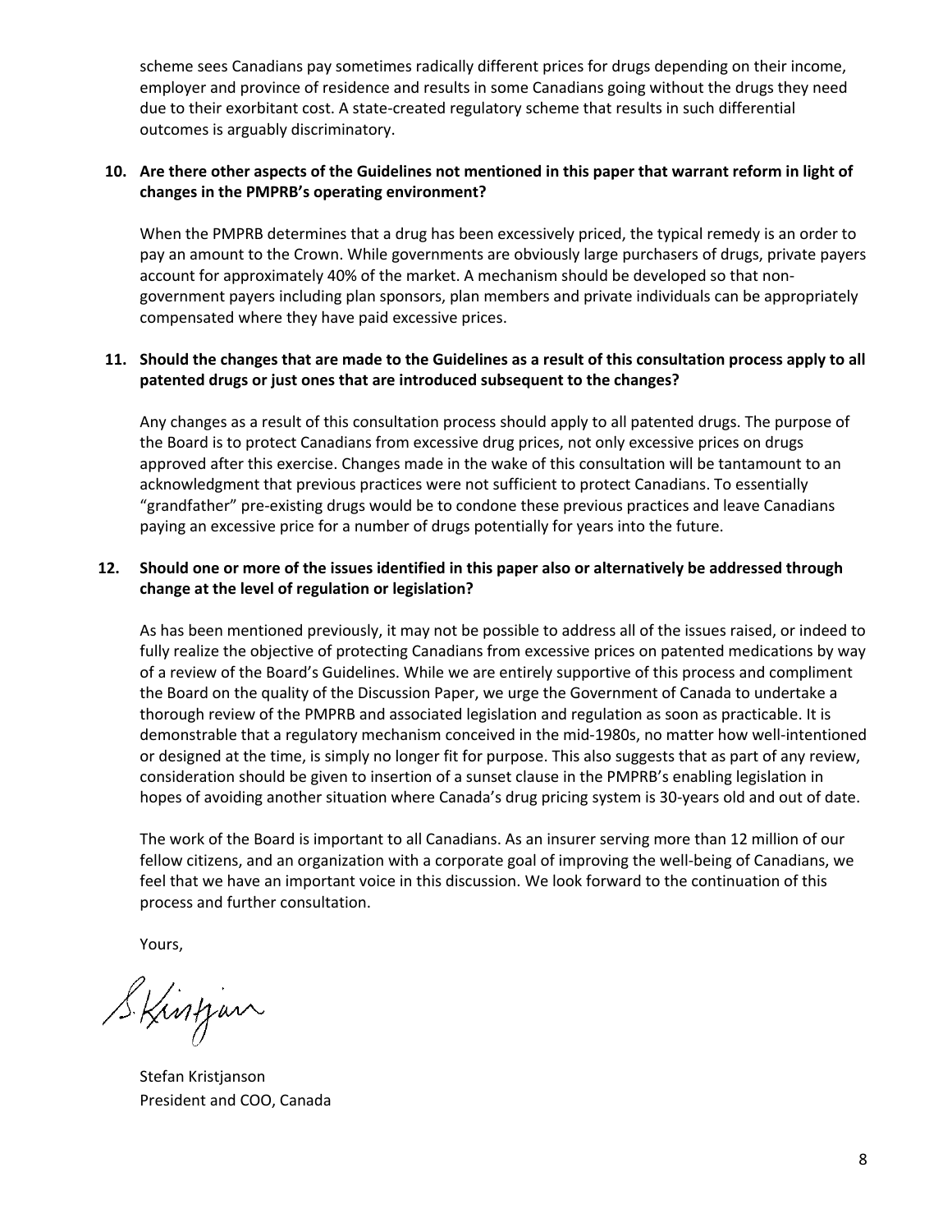scheme sees Canadians pay sometimes radically different prices for drugs depending on their income, employer and province of residence and results in some Canadians going without the drugs they need due to their exorbitant cost. A state-created regulatory scheme that results in such differential outcomes is arguably discriminatory.

**10. Are there other aspects of the Guidelines not mentioned in this paper that warrant reform in light of changes in the PMPRB's operating environment?**

When the PMPRB determines that a drug has been excessively priced, the typical remedy is an order to pay an amount to the Crown. While governments are obviously large purchasers of drugs, private payers account for approximately 40% of the market. A mechanism should be developed so that non-government payers including plan sponsors, plan members and private individuals can be appropriately compensated where they have paid excessive prices.

**11. Should the changes that are made to the Guidelines as a result of this consultation process apply to all patented drugs or just ones that are introduced subsequent to the changes?**

Any changes as a result of this consultation process should apply to all patented drugs. The purpose of the Board is to protect Canadians from excessive drug prices, not only excessive prices on drugs approved after this exercise. Changes made in the wake of this consultation will be tantamount to an acknowledgment that previous practices were not sufficient to protect Canadians. To essentially "grandfather" pre-existing drugs would be to condone these previous practices and leave Canadians paying an excessive price for a number of drugs potentially for years into the future.

**12. Should one or more of the issues identified in this paper also or alternatively be addressed through change at the level of regulation or legislation?**

As has been mentioned previously, it may not be possible to address all of the issues raised, or indeed to fully realize the objective of protecting Canadians from excessive prices on patented medications by way of a review of the Board's Guidelines. While we are entirely supportive of this process and compliment the Board on the quality of the Discussion Paper, we urge the Government of Canada to undertake a thorough review of the PMPRB and associated legislation and regulation as soon as practicable. It is demonstrable that a regulatory mechanism conceived in the mid-1980s, no matter how well-intentioned or designed at the time, is simply no longer fit for purpose. This also suggests that as part of any review, consideration should be given to insertion of a sunset clause in the PMPRB's enabling legislation in hopes of avoiding another situation where Canada's drug pricing system is 30-years old and out of date.

The work of the Board is important to all Canadians. As an insurer serving more than 12 million of our fellow citizens, and an organization with a corporate goal of improving the well-being of Canadians, we feel that we have an important voice in this discussion. We look forward to the continuation of this process and further consultation.

Yours,

S. Kristjanson

Stefan Kristjanson
President and COO, Canada